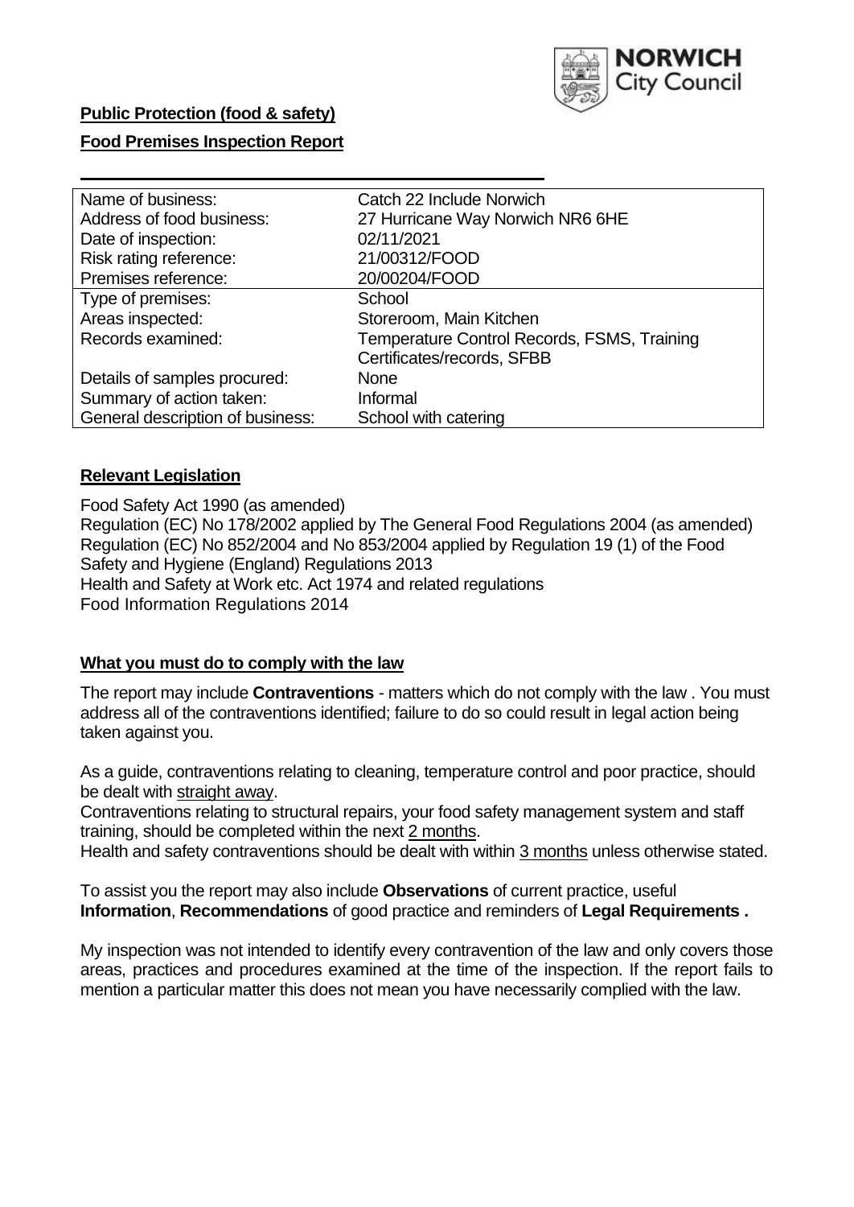**Public Protection (food & safety)**

**Food Premises Inspection Report**

| Name of business: | Catch 22 Include Norwich |
|---|---|
| Address of food business: | 27 Hurricane Way Norwich NR6 6HE |
| Date of inspection: | 02/11/2021 |
| Risk rating reference: | 21/00312/FOOD |
| Premises reference: | 20/00204/FOOD |
| Type of premises: | School |
| Areas inspected: | Storeroom, Main Kitchen |
| Records examined: | Temperature Control Records, FSMS, Training Certificates/records, SFBB |
| Details of samples procured: | None |
| Summary of action taken: | Informal |
| General description of business: | School with catering |

## **Relevant Legislation**

Food Safety Act 1990 (as amended)
Regulation (EC) No 178/2002 applied by The General Food Regulations 2004 (as amended)
Regulation (EC) No 852/2004 and No 853/2004 applied by Regulation 19 (1) of the Food Safety and Hygiene (England) Regulations 2013
Health and Safety at Work etc. Act 1974 and related regulations
Food Information Regulations 2014

## **What you must do to comply with the law**

The report may include **Contraventions** - matters which do not comply with the law . You must address all of the contraventions identified; failure to do so could result in legal action being taken against you.

As a guide, contraventions relating to cleaning, temperature control and poor practice, should be dealt with straight away.
Contraventions relating to structural repairs, your food safety management system and staff training, should be completed within the next 2 months.
Health and safety contraventions should be dealt with within 3 months unless otherwise stated.

To assist you the report may also include **Observations** of current practice, useful **Information**, **Recommendations** of good practice and reminders of **Legal Requirements .**

My inspection was not intended to identify every contravention of the law and only covers those areas, practices and procedures examined at the time of the inspection. If the report fails to mention a particular matter this does not mean you have necessarily complied with the law.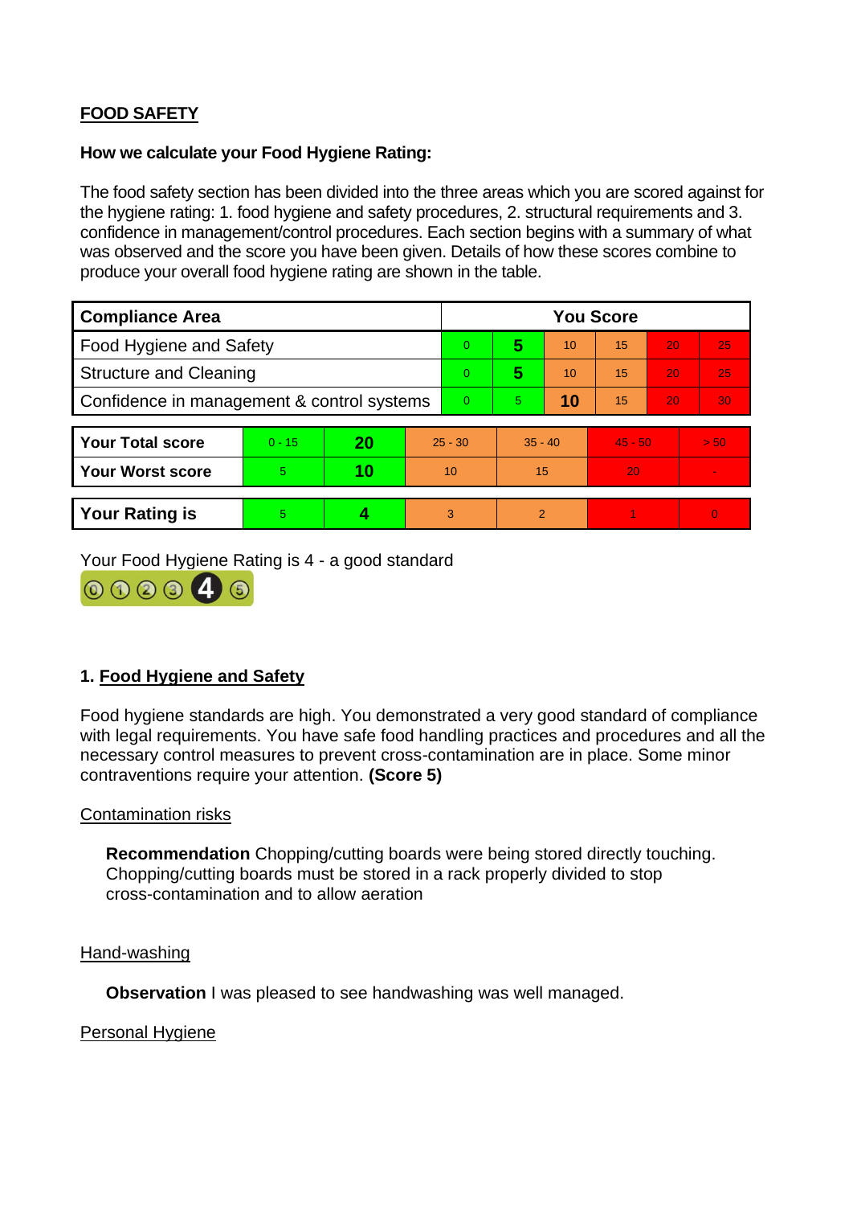## FOOD SAFETY

**How we calculate your Food Hygiene Rating:**

The food safety section has been divided into the three areas which you are scored against for the hygiene rating: 1. food hygiene and safety procedures, 2. structural requirements and 3. confidence in management/control procedures. Each section begins with a summary of what was observed and the score you have been given. Details of how these scores combine to produce your overall food hygiene rating are shown in the table.

| Compliance Area | You Score | | | | | |
|---|---|---|---|---|---|---|
| Food Hygiene and Safety | 0 | **5** | 10 | 15 | 20 | 25 |
| Structure and Cleaning | 0 | **5** | 10 | 15 | 20 | 25 |
| Confidence in management & control systems | 0 | 5 | **10** | 15 | 20 | 30 |

| | | | | | | |
|---|---|---|---|---|---|---|
| **Your Total score** | 0 - 15 | **20** | 25 - 30 | 35 - 40 | 45 - 50 | > 50 |
| **Your Worst score** | 5 | **10** | 10 | 15 | 20 | - |

| | | | | | | |
|---|---|---|---|---|---|---|
| **Your Rating is** | 5 | **4** | 3 | 2 | 1 | 0 |

Your Food Hygiene Rating is 4 - a good standard

### 1. Food Hygiene and Safety

Food hygiene standards are high. You demonstrated a very good standard of compliance with legal requirements. You have safe food handling practices and procedures and all the necessary control measures to prevent cross-contamination are in place. Some minor contraventions require your attention. **(Score 5)**

Contamination risks

**Recommendation** Chopping/cutting boards were being stored directly touching. Chopping/cutting boards must be stored in a rack properly divided to stop cross-contamination and to allow aeration

Hand-washing

**Observation** I was pleased to see handwashing was well managed.

Personal Hygiene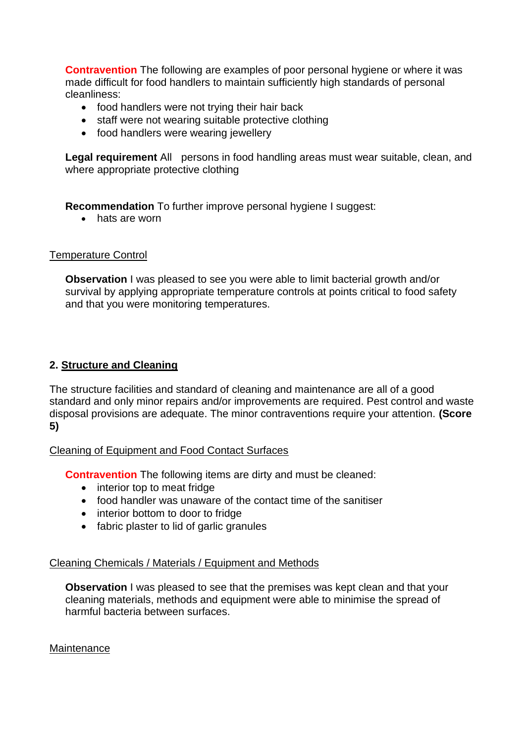**Contravention** The following are examples of poor personal hygiene or where it was made difficult for food handlers to maintain sufficiently high standards of personal cleanliness:

- food handlers were not trying their hair back
- staff were not wearing suitable protective clothing
- food handlers were wearing jewellery

**Legal requirement** All persons in food handling areas must wear suitable, clean, and where appropriate protective clothing

**Recommendation** To further improve personal hygiene I suggest:

- hats are worn

Temperature Control

**Observation** I was pleased to see you were able to limit bacterial growth and/or survival by applying appropriate temperature controls at points critical to food safety and that you were monitoring temperatures.

## 2. Structure and Cleaning

The structure facilities and standard of cleaning and maintenance are all of a good standard and only minor repairs and/or improvements are required. Pest control and waste disposal provisions are adequate. The minor contraventions require your attention. **(Score 5)**

Cleaning of Equipment and Food Contact Surfaces

**Contravention** The following items are dirty and must be cleaned:

- interior top to meat fridge
- food handler was unaware of the contact time of the sanitiser
- interior bottom to door to fridge
- fabric plaster to lid of garlic granules

Cleaning Chemicals / Materials / Equipment and Methods

**Observation** I was pleased to see that the premises was kept clean and that your cleaning materials, methods and equipment were able to minimise the spread of harmful bacteria between surfaces.

Maintenance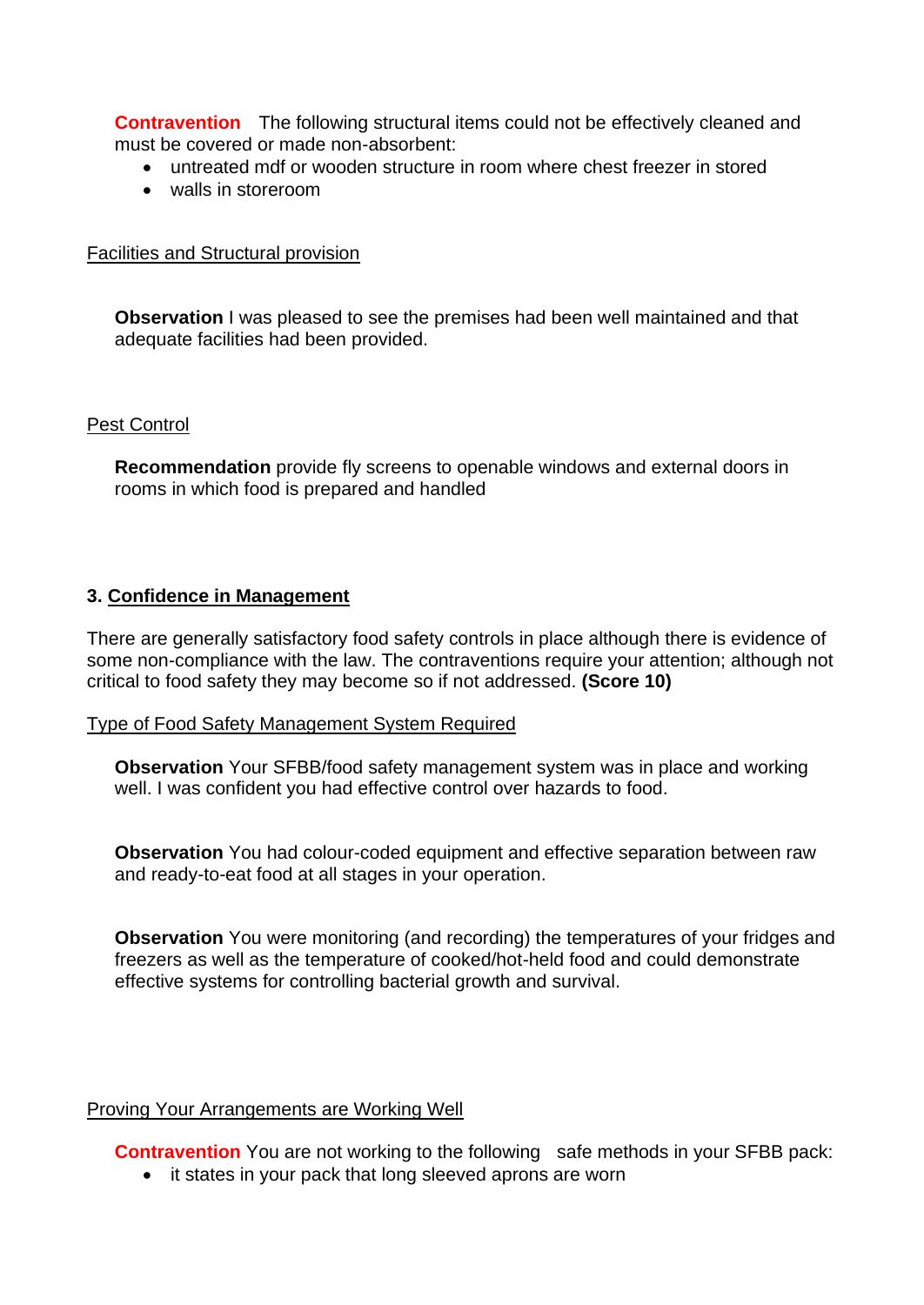**Contravention** The following structural items could not be effectively cleaned and must be covered or made non-absorbent:

- untreated mdf or wooden structure in room where chest freezer in stored
- walls in storeroom

Facilities and Structural provision

**Observation** I was pleased to see the premises had been well maintained and that adequate facilities had been provided.

Pest Control

**Recommendation** provide fly screens to openable windows and external doors in rooms in which food is prepared and handled

### 3. Confidence in Management

There are generally satisfactory food safety controls in place although there is evidence of some non-compliance with the law. The contraventions require your attention; although not critical to food safety they may become so if not addressed. **(Score 10)**

Type of Food Safety Management System Required

**Observation** Your SFBB/food safety management system was in place and working well. I was confident you had effective control over hazards to food.

**Observation** You had colour-coded equipment and effective separation between raw and ready-to-eat food at all stages in your operation.

**Observation** You were monitoring (and recording) the temperatures of your fridges and freezers as well as the temperature of cooked/hot-held food and could demonstrate effective systems for controlling bacterial growth and survival.

Proving Your Arrangements are Working Well

**Contravention** You are not working to the following safe methods in your SFBB pack:

- it states in your pack that long sleeved aprons are worn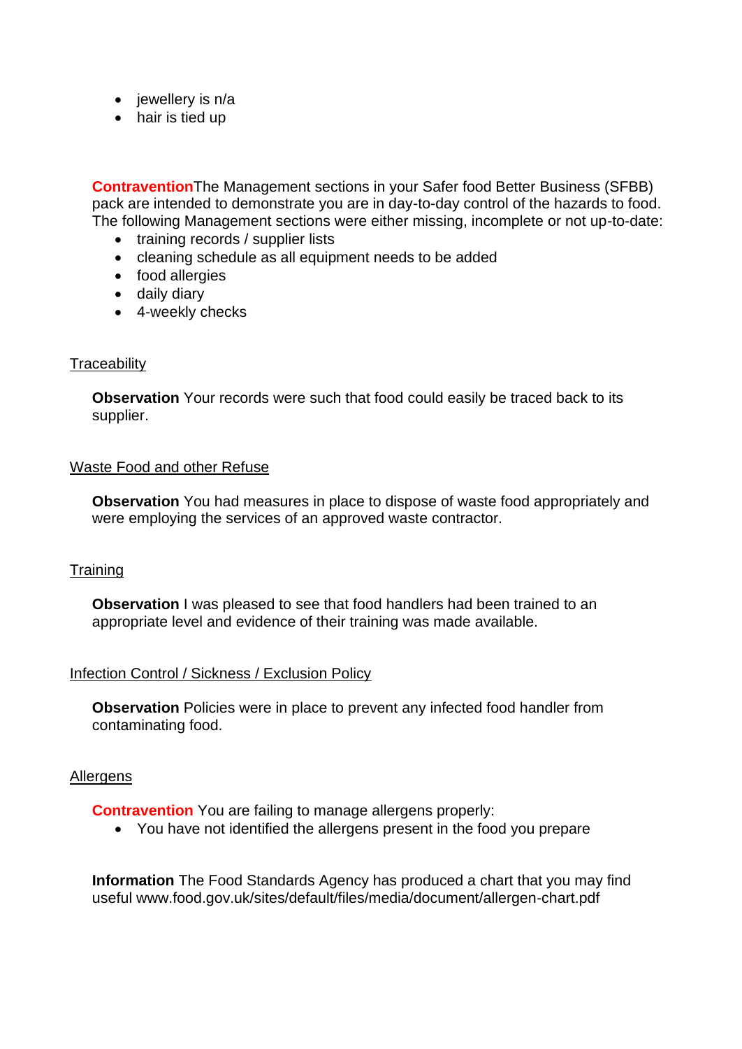- jewellery is n/a
- hair is tied up

**Contravention**The Management sections in your Safer food Better Business (SFBB) pack are intended to demonstrate you are in day-to-day control of the hazards to food. The following Management sections were either missing, incomplete or not up-to-date:

- training records / supplier lists
- cleaning schedule as all equipment needs to be added
- food allergies
- daily diary
- 4-weekly checks

Traceability

**Observation** Your records were such that food could easily be traced back to its supplier.

Waste Food and other Refuse

**Observation** You had measures in place to dispose of waste food appropriately and were employing the services of an approved waste contractor.

Training

**Observation** I was pleased to see that food handlers had been trained to an appropriate level and evidence of their training was made available.

Infection Control / Sickness / Exclusion Policy

**Observation** Policies were in place to prevent any infected food handler from contaminating food.

Allergens

**Contravention** You are failing to manage allergens properly:

- You have not identified the allergens present in the food you prepare

**Information** The Food Standards Agency has produced a chart that you may find useful www.food.gov.uk/sites/default/files/media/document/allergen-chart.pdf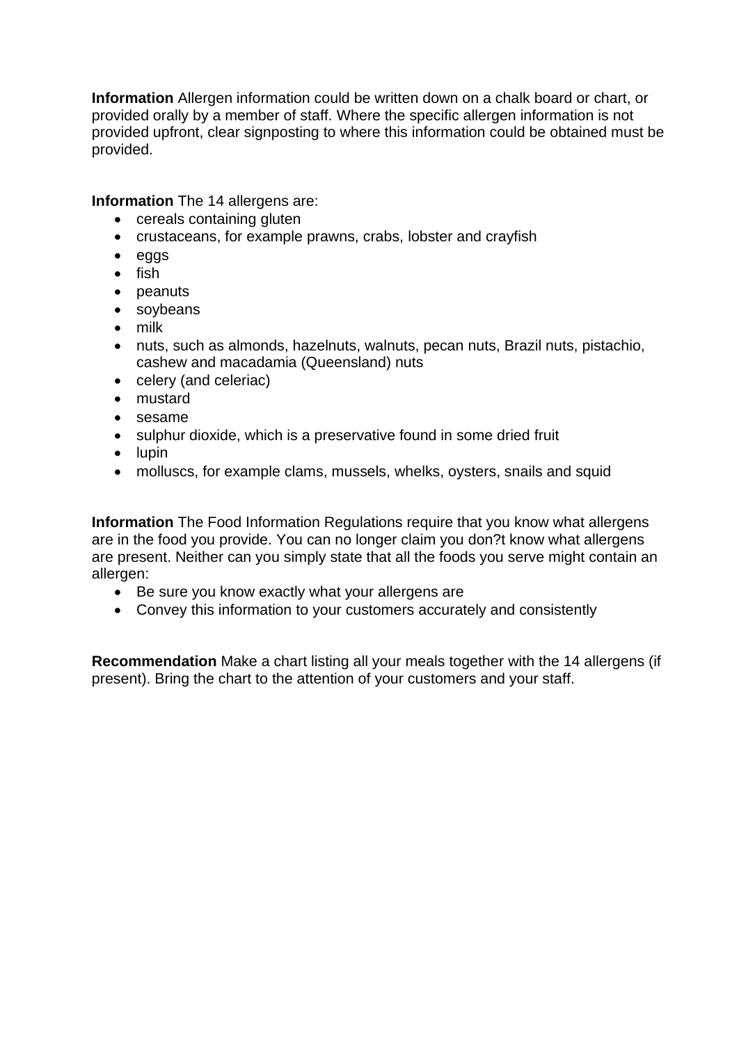**Information** Allergen information could be written down on a chalk board or chart, or provided orally by a member of staff. Where the specific allergen information is not provided upfront, clear signposting to where this information could be obtained must be provided.

**Information** The 14 allergens are:

- cereals containing gluten
- crustaceans, for example prawns, crabs, lobster and crayfish
- eggs
- fish
- peanuts
- soybeans
- milk
- nuts, such as almonds, hazelnuts, walnuts, pecan nuts, Brazil nuts, pistachio, cashew and macadamia (Queensland) nuts
- celery (and celeriac)
- mustard
- sesame
- sulphur dioxide, which is a preservative found in some dried fruit
- lupin
- molluscs, for example clams, mussels, whelks, oysters, snails and squid

**Information** The Food Information Regulations require that you know what allergens are in the food you provide. You can no longer claim you don?t know what allergens are present. Neither can you simply state that all the foods you serve might contain an allergen:

- Be sure you know exactly what your allergens are
- Convey this information to your customers accurately and consistently

**Recommendation** Make a chart listing all your meals together with the 14 allergens (if present). Bring the chart to the attention of your customers and your staff.